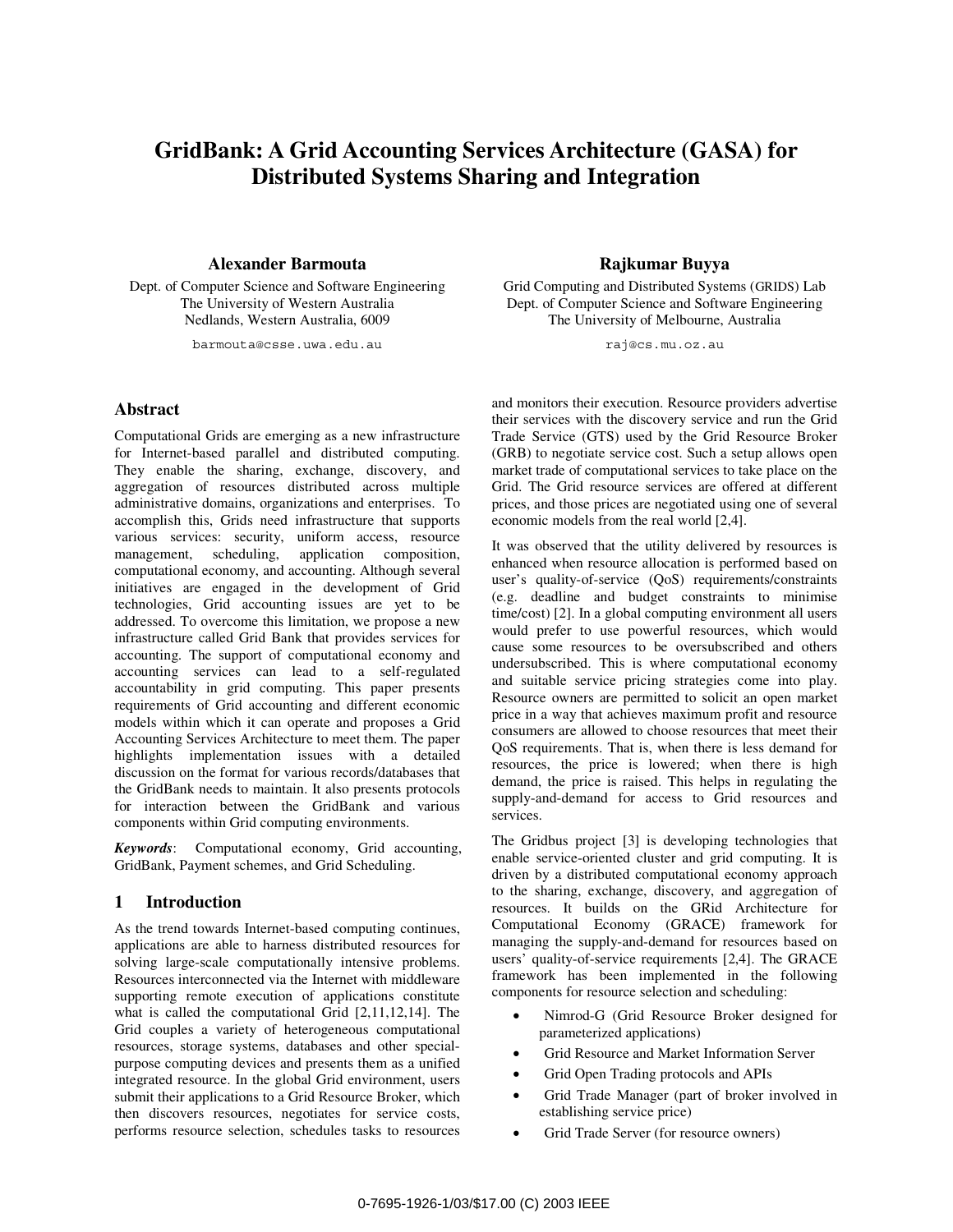# GridBank: A Grid Accounting Services Architecture (GASA) for Distributed Systems Sharing and Integration

**Alexander Barmouta**
Dept. of Computer Science and Software Engineering
The University of Western Australia
Nedlands, Western Australia, 6009
barmouta@csse.uwa.edu.au

**Rajkumar Buyya**
Grid Computing and Distributed Systems (GRIDS) Lab
Dept. of Computer Science and Software Engineering
The University of Melbourne, Australia
raj@cs.mu.oz.au

## Abstract

Computational Grids are emerging as a new infrastructure for Internet-based parallel and distributed computing. They enable the sharing, exchange, discovery, and aggregation of resources distributed across multiple administrative domains, organizations and enterprises. To accomplish this, Grids need infrastructure that supports various services: security, uniform access, resource management, scheduling, application composition, computational economy, and accounting. Although several initiatives are engaged in the development of Grid technologies, Grid accounting issues are yet to be addressed. To overcome this limitation, we propose a new infrastructure called Grid Bank that provides services for accounting. The support of computational economy and accounting services can lead to a self-regulated accountability in grid computing. This paper presents requirements of Grid accounting and different economic models within which it can operate and proposes a Grid Accounting Services Architecture to meet them. The paper highlights implementation issues with a detailed discussion on the format for various records/databases that the GridBank needs to maintain. It also presents protocols for interaction between the GridBank and various components within Grid computing environments.

***Keywords***: Computational economy, Grid accounting, GridBank, Payment schemes, and Grid Scheduling.

## 1 Introduction

As the trend towards Internet-based computing continues, applications are able to harness distributed resources for solving large-scale computationally intensive problems. Resources interconnected via the Internet with middleware supporting remote execution of applications constitute what is called the computational Grid [2,11,12,14]. The Grid couples a variety of heterogeneous computational resources, storage systems, databases and other special-purpose computing devices and presents them as a unified integrated resource. In the global Grid environment, users submit their applications to a Grid Resource Broker, which then discovers resources, negotiates for service costs, performs resource selection, schedules tasks to resources and monitors their execution. Resource providers advertise their services with the discovery service and run the Grid Trade Service (GTS) used by the Grid Resource Broker (GRB) to negotiate service cost. Such a setup allows open market trade of computational services to take place on the Grid. The Grid resource services are offered at different prices, and those prices are negotiated using one of several economic models from the real world [2,4].

It was observed that the utility delivered by resources is enhanced when resource allocation is performed based on user's quality-of-service (QoS) requirements/constraints (e.g. deadline and budget constraints to minimise time/cost) [2]. In a global computing environment all users would prefer to use powerful resources, which would cause some resources to be oversubscribed and others undersubscribed. This is where computational economy and suitable service pricing strategies come into play. Resource owners are permitted to solicit an open market price in a way that achieves maximum profit and resource consumers are allowed to choose resources that meet their QoS requirements. That is, when there is less demand for resources, the price is lowered; when there is high demand, the price is raised. This helps in regulating the supply-and-demand for access to Grid resources and services.

The Gridbus project [3] is developing technologies that enable service-oriented cluster and grid computing. It is driven by a distributed computational economy approach to the sharing, exchange, discovery, and aggregation of resources. It builds on the GRid Architecture for Computational Economy (GRACE) framework for managing the supply-and-demand for resources based on users' quality-of-service requirements [2,4]. The GRACE framework has been implemented in the following components for resource selection and scheduling:

- Nimrod-G (Grid Resource Broker designed for parameterized applications)
- Grid Resource and Market Information Server
- Grid Open Trading protocols and APIs
- Grid Trade Manager (part of broker involved in establishing service price)
- Grid Trade Server (for resource owners)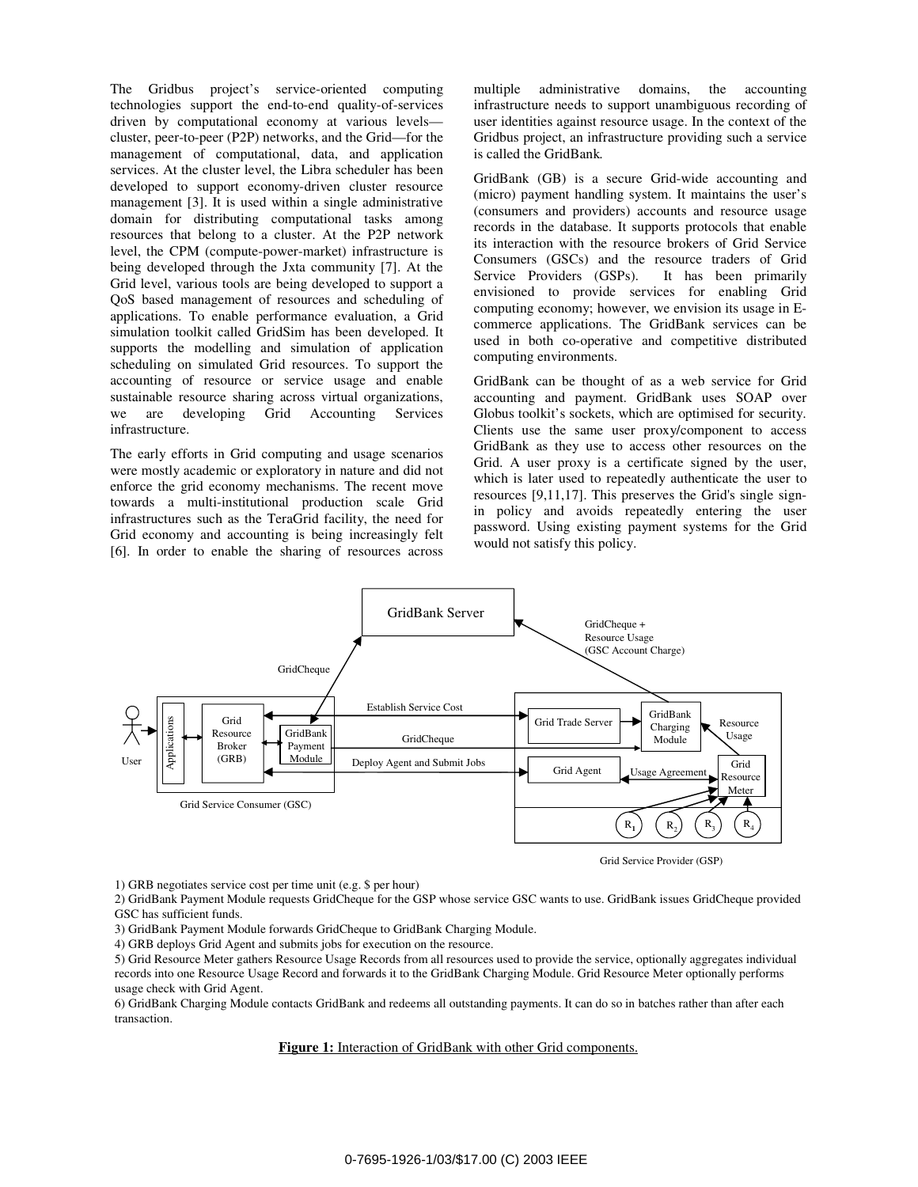The Gridbus project's service-oriented computing technologies support the end-to-end quality-of-services driven by computational economy at various levels—cluster, peer-to-peer (P2P) networks, and the Grid—for the management of computational, data, and application services. At the cluster level, the Libra scheduler has been developed to support economy-driven cluster resource management [3]. It is used within a single administrative domain for distributing computational tasks among resources that belong to a cluster. At the P2P network level, the CPM (compute-power-market) infrastructure is being developed through the Jxta community [7]. At the Grid level, various tools are being developed to support a QoS based management of resources and scheduling of applications. To enable performance evaluation, a Grid simulation toolkit called GridSim has been developed. It supports the modelling and simulation of application scheduling on simulated Grid resources. To support the accounting of resource or service usage and enable sustainable resource sharing across virtual organizations, we are developing Grid Accounting Services infrastructure.

The early efforts in Grid computing and usage scenarios were mostly academic or exploratory in nature and did not enforce the grid economy mechanisms. The recent move towards a multi-institutional production scale Grid infrastructures such as the TeraGrid facility, the need for Grid economy and accounting is being increasingly felt [6]. In order to enable the sharing of resources across multiple administrative domains, the accounting infrastructure needs to support unambiguous recording of user identities against resource usage. In the context of the Gridbus project, an infrastructure providing such a service is called the GridBank.

GridBank (GB) is a secure Grid-wide accounting and (micro) payment handling system. It maintains the user's (consumers and providers) accounts and resource usage records in the database. It supports protocols that enable its interaction with the resource brokers of Grid Service Consumers (GSCs) and the resource traders of Grid Service Providers (GSPs). It has been primarily envisioned to provide services for enabling Grid computing economy; however, we envision its usage in E-commerce applications. The GridBank services can be used in both co-operative and competitive distributed computing environments.

GridBank can be thought of as a web service for Grid accounting and payment. GridBank uses SOAP over Globus toolkit's sockets, which are optimised for security. Clients use the same user proxy/component to access GridBank as they use to access other resources on the Grid. A user proxy is a certificate signed by the user, which is later used to repeatedly authenticate the user to resources [9,11,17]. This preserves the Grid's single sign-in policy and avoids repeatedly entering the user password. Using existing payment systems for the Grid would not satisfy this policy.

GridBank Server

GridCheque + Resource Usage (GSC Account Charge)

GridCheque

User

Applications

Grid Resource Broker (GRB)

GridBank Payment Module

Establish Service Cost

GridCheque

Deploy Agent and Submit Jobs

Grid Service Consumer (GSC)

Grid Trade Server

GridBank Charging Module

Resource Usage

Grid Agent

Usage Agreement

Grid Resource Meter

$R_1$ $R_2$ $R_3$ $R_4$

Grid Service Provider (GSP)

1) GRB negotiates service cost per time unit (e.g. $ per hour)
2) GridBank Payment Module requests GridCheque for the GSP whose service GSC wants to use. GridBank issues GridCheque provided GSC has sufficient funds.
3) GridBank Payment Module forwards GridCheque to GridBank Charging Module.
4) GRB deploys Grid Agent and submits jobs for execution on the resource.
5) Grid Resource Meter gathers Resource Usage Records from all resources used to provide the service, optionally aggregates individual records into one Resource Usage Record and forwards it to the GridBank Charging Module. Grid Resource Meter optionally performs usage check with Grid Agent.
6) GridBank Charging Module contacts GridBank and redeems all outstanding payments. It can do so in batches rather than after each transaction.

**Figure 1:** Interaction of GridBank with other Grid components.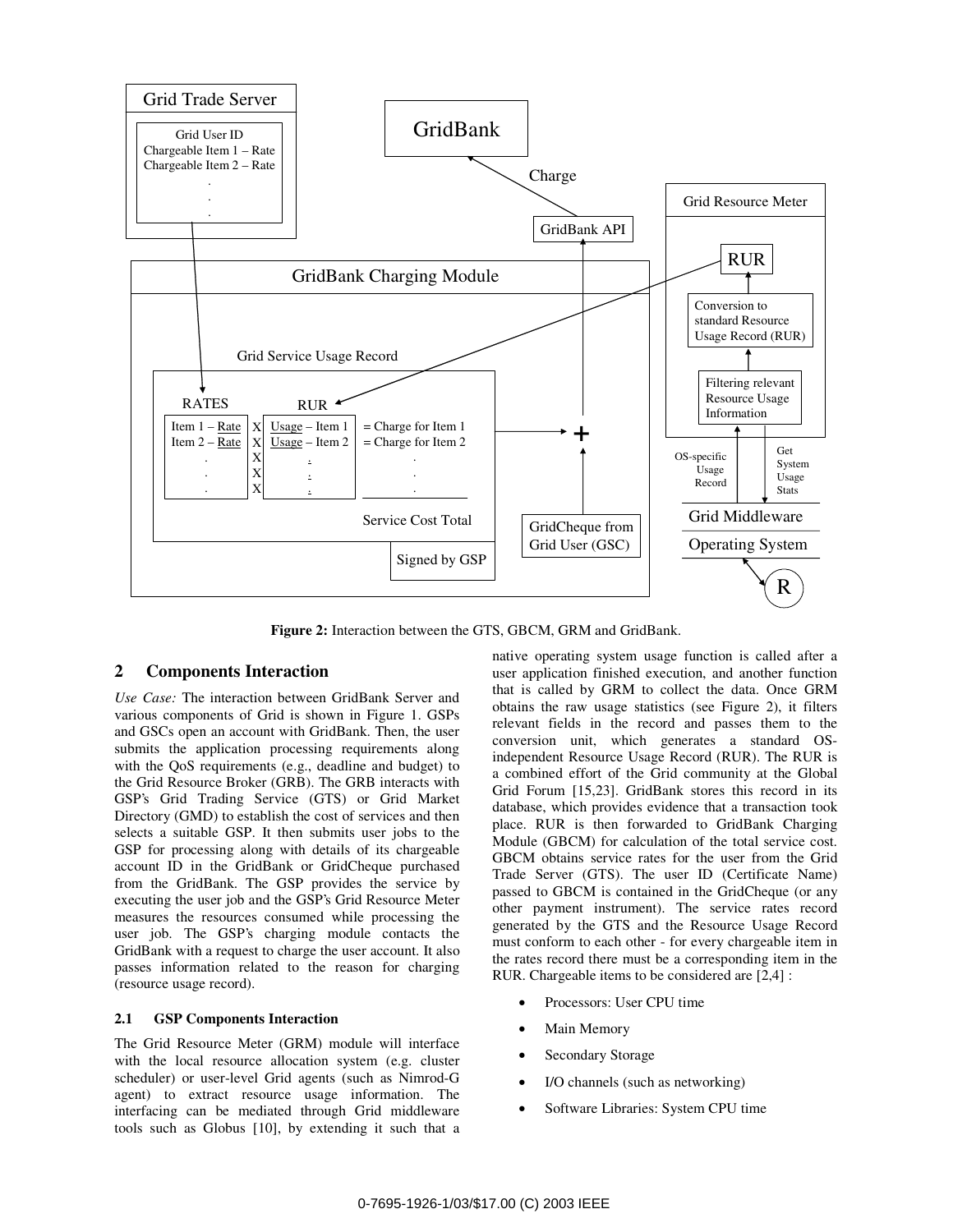Grid Trade Server

Grid User ID
Chargeable Item 1 – Rate
Chargeable Item 2 – Rate

GridBank

Charge

GridBank API

Grid Resource Meter

RUR

Conversion to standard Resource Usage Record (RUR)

Filtering relevant Resource Usage Information

GridBank Charging Module

Grid Service Usage Record

RATES

RUR

Item 1 – Rate X Usage – Item 1 = Charge for Item 1
Item 2 – Rate X Usage – Item 2 = Charge for Item 2

Service Cost Total

Signed by GSP

GridCheque from Grid User (GSC)

OS-specific Usage Record

Get System Usage Stats

Grid Middleware

Operating System

R

**Figure 2:** Interaction between the GTS, GBCM, GRM and GridBank.

## 2 Components Interaction

*Use Case:* The interaction between GridBank Server and various components of Grid is shown in Figure 1. GSPs and GSCs open an account with GridBank. Then, the user submits the application processing requirements along with the QoS requirements (e.g., deadline and budget) to the Grid Resource Broker (GRB). The GRB interacts with GSP's Grid Trading Service (GTS) or Grid Market Directory (GMD) to establish the cost of services and then selects a suitable GSP. It then submits user jobs to the GSP for processing along with details of its chargeable account ID in the GridBank or GridCheque purchased from the GridBank. The GSP provides the service by executing the user job and the GSP's Grid Resource Meter measures the resources consumed while processing the user job. The GSP's charging module contacts the GridBank with a request to charge the user account. It also passes information related to the reason for charging (resource usage record).

### 2.1 GSP Components Interaction

The Grid Resource Meter (GRM) module will interface with the local resource allocation system (e.g. cluster scheduler) or user-level Grid agents (such as Nimrod-G agent) to extract resource usage information. The interfacing can be mediated through Grid middleware tools such as Globus [10], by extending it such that a native operating system usage function is called after a user application finished execution, and another function that is called by GRM to collect the data. Once GRM obtains the raw usage statistics (see Figure 2), it filters relevant fields in the record and passes them to the conversion unit, which generates a standard OS-independent Resource Usage Record (RUR). The RUR is a combined effort of the Grid community at the Global Grid Forum [15,23]. GridBank stores this record in its database, which provides evidence that a transaction took place. RUR is then forwarded to GridBank Charging Module (GBCM) for calculation of the total service cost. GBCM obtains service rates for the user from the Grid Trade Server (GTS). The user ID (Certificate Name) passed to GBCM is contained in the GridCheque (or any other payment instrument). The service rates record generated by the GTS and the Resource Usage Record must conform to each other - for every chargeable item in the rates record there must be a corresponding item in the RUR. Chargeable items to be considered are [2,4] :

- Processors: User CPU time
- Main Memory
- Secondary Storage
- I/O channels (such as networking)
- Software Libraries: System CPU time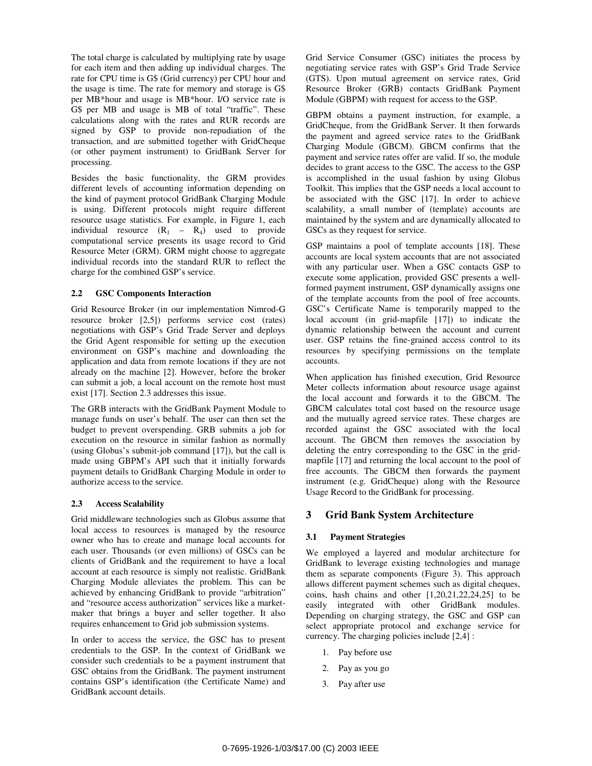The total charge is calculated by multiplying rate by usage for each item and then adding up individual charges. The rate for CPU time is G$ (Grid currency) per CPU hour and the usage is time. The rate for memory and storage is G$ per MB*hour and usage is MB*hour. I/O service rate is G$ per MB and usage is MB of total "traffic". These calculations along with the rates and RUR records are signed by GSP to provide non-repudiation of the transaction, and are submitted together with GridCheque (or other payment instrument) to GridBank Server for processing.

Besides the basic functionality, the GRM provides different levels of accounting information depending on the kind of payment protocol GridBank Charging Module is using. Different protocols might require different resource usage statistics. For example, in Figure 1, each individual resource ($R_1$ – $R_4$) used to provide computational service presents its usage record to Grid Resource Meter (GRM). GRM might choose to aggregate individual records into the standard RUR to reflect the charge for the combined GSP's service.

### 2.2 GSC Components Interaction

Grid Resource Broker (in our implementation Nimrod-G resource broker [2,5]) performs service cost (rates) negotiations with GSP's Grid Trade Server and deploys the Grid Agent responsible for setting up the execution environment on GSP's machine and downloading the application and data from remote locations if they are not already on the machine [2]. However, before the broker can submit a job, a local account on the remote host must exist [17]. Section 2.3 addresses this issue.

The GRB interacts with the GridBank Payment Module to manage funds on user's behalf. The user can then set the budget to prevent overspending. GRB submits a job for execution on the resource in similar fashion as normally (using Globus's submit-job command [17]), but the call is made using GBPM's API such that it initially forwards payment details to GridBank Charging Module in order to authorize access to the service.

### 2.3 Access Scalability

Grid middleware technologies such as Globus assume that local access to resources is managed by the resource owner who has to create and manage local accounts for each user. Thousands (or even millions) of GSCs can be clients of GridBank and the requirement to have a local account at each resource is simply not realistic. GridBank Charging Module alleviates the problem. This can be achieved by enhancing GridBank to provide "arbitration" and "resource access authorization" services like a market-maker that brings a buyer and seller together. It also requires enhancement to Grid job submission systems.

In order to access the service, the GSC has to present credentials to the GSP. In the context of GridBank we consider such credentials to be a payment instrument that GSC obtains from the GridBank. The payment instrument contains GSP's identification (the Certificate Name) and GridBank account details.

Grid Service Consumer (GSC) initiates the process by negotiating service rates with GSP's Grid Trade Service (GTS). Upon mutual agreement on service rates, Grid Resource Broker (GRB) contacts GridBank Payment Module (GBPM) with request for access to the GSP.

GBPM obtains a payment instruction, for example, a GridCheque, from the GridBank Server. It then forwards the payment and agreed service rates to the GridBank Charging Module (GBCM). GBCM confirms that the payment and service rates offer are valid. If so, the module decides to grant access to the GSC. The access to the GSP is accomplished in the usual fashion by using Globus Toolkit. This implies that the GSP needs a local account to be associated with the GSC [17]. In order to achieve scalability, a small number of (template) accounts are maintained by the system and are dynamically allocated to GSCs as they request for service.

GSP maintains a pool of template accounts [18]. These accounts are local system accounts that are not associated with any particular user. When a GSC contacts GSP to execute some application, provided GSC presents a well-formed payment instrument, GSP dynamically assigns one of the template accounts from the pool of free accounts. GSC's Certificate Name is temporarily mapped to the local account (in grid-mapfile [17]) to indicate the dynamic relationship between the account and current user. GSP retains the fine-grained access control to its resources by specifying permissions on the template accounts.

When application has finished execution, Grid Resource Meter collects information about resource usage against the local account and forwards it to the GBCM. The GBCM calculates total cost based on the resource usage and the mutually agreed service rates. These charges are recorded against the GSC associated with the local account. The GBCM then removes the association by deleting the entry corresponding to the GSC in the grid-mapfile [17] and returning the local account to the pool of free accounts. The GBCM then forwards the payment instrument (e.g. GridCheque) along with the Resource Usage Record to the GridBank for processing.

## 3 Grid Bank System Architecture

### 3.1 Payment Strategies

We employed a layered and modular architecture for GridBank to leverage existing technologies and manage them as separate components (Figure 3). This approach allows different payment schemes such as digital cheques, coins, hash chains and other [1,20,21,22,24,25] to be easily integrated with other GridBank modules. Depending on charging strategy, the GSC and GSP can select appropriate protocol and exchange service for currency. The charging policies include [2,4] :

1. Pay before use
2. Pay as you go
3. Pay after use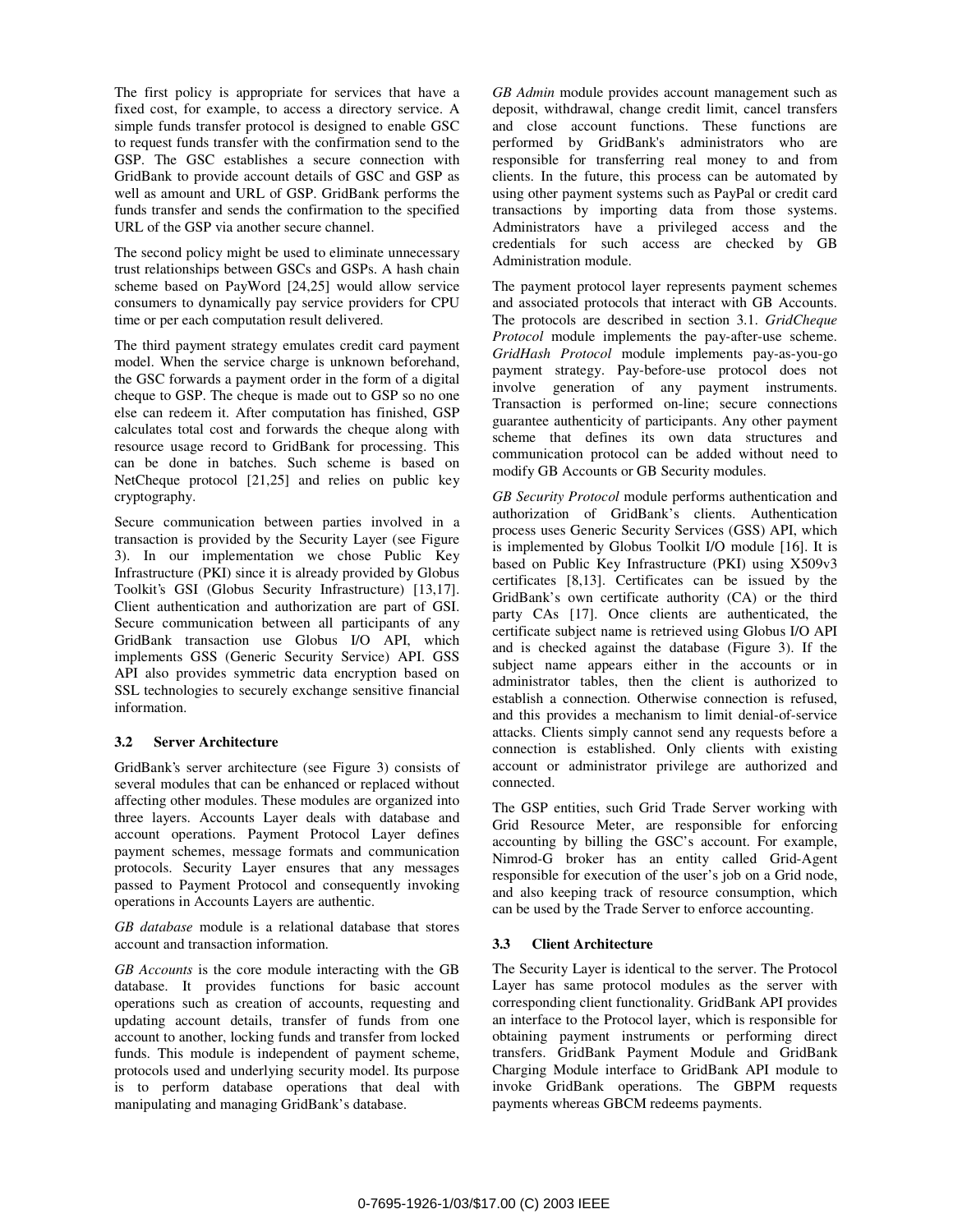The first policy is appropriate for services that have a fixed cost, for example, to access a directory service. A simple funds transfer protocol is designed to enable GSC to request funds transfer with the confirmation send to the GSP. The GSC establishes a secure connection with GridBank to provide account details of GSC and GSP as well as amount and URL of GSP. GridBank performs the funds transfer and sends the confirmation to the specified URL of the GSP via another secure channel.

The second policy might be used to eliminate unnecessary trust relationships between GSCs and GSPs. A hash chain scheme based on PayWord [24,25] would allow service consumers to dynamically pay service providers for CPU time or per each computation result delivered.

The third payment strategy emulates credit card payment model. When the service charge is unknown beforehand, the GSC forwards a payment order in the form of a digital cheque to GSP. The cheque is made out to GSP so no one else can redeem it. After computation has finished, GSP calculates total cost and forwards the cheque along with resource usage record to GridBank for processing. This can be done in batches. Such scheme is based on NetCheque protocol [21,25] and relies on public key cryptography.

Secure communication between parties involved in a transaction is provided by the Security Layer (see Figure 3). In our implementation we chose Public Key Infrastructure (PKI) since it is already provided by Globus Toolkit's GSI (Globus Security Infrastructure) [13,17]. Client authentication and authorization are part of GSI. Secure communication between all participants of any GridBank transaction use Globus I/O API, which implements GSS (Generic Security Service) API. GSS API also provides symmetric data encryption based on SSL technologies to securely exchange sensitive financial information.

### 3.2 Server Architecture

GridBank's server architecture (see Figure 3) consists of several modules that can be enhanced or replaced without affecting other modules. These modules are organized into three layers. Accounts Layer deals with database and account operations. Payment Protocol Layer defines payment schemes, message formats and communication protocols. Security Layer ensures that any messages passed to Payment Protocol and consequently invoking operations in Accounts Layers are authentic.

*GB database* module is a relational database that stores account and transaction information.

*GB Accounts* is the core module interacting with the GB database. It provides functions for basic account operations such as creation of accounts, requesting and updating account details, transfer of funds from one account to another, locking funds and transfer from locked funds. This module is independent of payment scheme, protocols used and underlying security model. Its purpose is to perform database operations that deal with manipulating and managing GridBank's database.

*GB Admin* module provides account management such as deposit, withdrawal, change credit limit, cancel transfers and close account functions. These functions are performed by GridBank's administrators who are responsible for transferring real money to and from clients. In the future, this process can be automated by using other payment systems such as PayPal or credit card transactions by importing data from those systems. Administrators have a privileged access and the credentials for such access are checked by GB Administration module.

The payment protocol layer represents payment schemes and associated protocols that interact with GB Accounts. The protocols are described in section 3.1. *GridCheque Protocol* module implements the pay-after-use scheme. *GridHash Protocol* module implements pay-as-you-go payment strategy. Pay-before-use protocol does not involve generation of any payment instruments. Transaction is performed on-line; secure connections guarantee authenticity of participants. Any other payment scheme that defines its own data structures and communication protocol can be added without need to modify GB Accounts or GB Security modules.

*GB Security Protocol* module performs authentication and authorization of GridBank's clients. Authentication process uses Generic Security Services (GSS) API, which is implemented by Globus Toolkit I/O module [16]. It is based on Public Key Infrastructure (PKI) using X509v3 certificates [8,13]. Certificates can be issued by the GridBank's own certificate authority (CA) or the third party CAs [17]. Once clients are authenticated, the certificate subject name is retrieved using Globus I/O API and is checked against the database (Figure 3). If the subject name appears either in the accounts or in administrator tables, then the client is authorized to establish a connection. Otherwise connection is refused, and this provides a mechanism to limit denial-of-service attacks. Clients simply cannot send any requests before a connection is established. Only clients with existing account or administrator privilege are authorized and connected.

The GSP entities, such Grid Trade Server working with Grid Resource Meter, are responsible for enforcing accounting by billing the GSC's account. For example, Nimrod-G broker has an entity called Grid-Agent responsible for execution of the user's job on a Grid node, and also keeping track of resource consumption, which can be used by the Trade Server to enforce accounting.

### 3.3 Client Architecture

The Security Layer is identical to the server. The Protocol Layer has same protocol modules as the server with corresponding client functionality. GridBank API provides an interface to the Protocol layer, which is responsible for obtaining payment instruments or performing direct transfers. GridBank Payment Module and GridBank Charging Module interface to GridBank API module to invoke GridBank operations. The GBPM requests payments whereas GBCM redeems payments.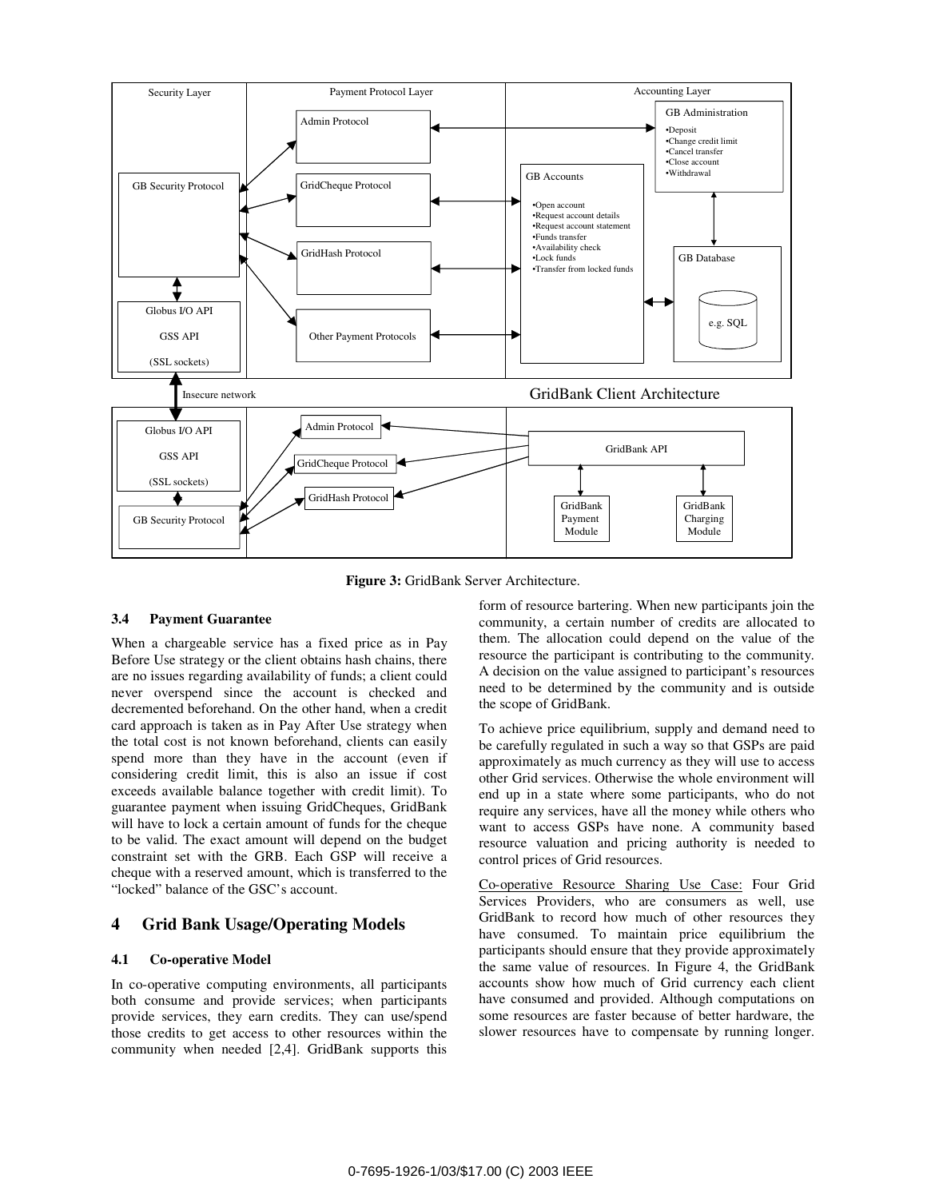Security Layer

Payment Protocol Layer

Accounting Layer

GB Administration

- Deposit
- Change credit limit
- Cancel transfer
- Close account
- Withdrawal

Admin Protocol

GB Security Protocol

GridCheque Protocol

GB Accounts

- Open account
- Request account details
- Request account statement
- Funds transfer
- Availability check
- Lock funds
- Transfer from locked funds

GridHash Protocol

GB Database

e.g. SQL

Globus I/O API

GSS API

(SSL sockets)

Other Payment Protocols

Insecure network

GridBank Client Architecture

Globus I/O API

GSS API

(SSL sockets)

Admin Protocol

GridCheque Protocol

GridHash Protocol

GridBank API

GB Security Protocol

GridBank Payment Module

GridBank Charging Module

**Figure 3:** GridBank Server Architecture.

### 3.4 Payment Guarantee

When a chargeable service has a fixed price as in Pay Before Use strategy or the client obtains hash chains, there are no issues regarding availability of funds; a client could never overspend since the account is checked and decremented beforehand. On the other hand, when a credit card approach is taken as in Pay After Use strategy when the total cost is not known beforehand, clients can easily spend more than they have in the account (even if considering credit limit, this is also an issue if cost exceeds available balance together with credit limit). To guarantee payment when issuing GridCheques, GridBank will have to lock a certain amount of funds for the cheque to be valid. The exact amount will depend on the budget constraint set with the GRB. Each GSP will receive a cheque with a reserved amount, which is transferred to the "locked" balance of the GSC's account.

## 4 Grid Bank Usage/Operating Models

### 4.1 Co-operative Model

In co-operative computing environments, all participants both consume and provide services; when participants provide services, they earn credits. They can use/spend those credits to get access to other resources within the community when needed [2,4]. GridBank supports this form of resource bartering. When new participants join the community, a certain number of credits are allocated to them. The allocation could depend on the value of the resource the participant is contributing to the community. A decision on the value assigned to participant's resources need to be determined by the community and is outside the scope of GridBank.

To achieve price equilibrium, supply and demand need to be carefully regulated in such a way so that GSPs are paid approximately as much currency as they will use to access other Grid services. Otherwise the whole environment will end up in a state where some participants, who do not require any services, have all the money while others who want to access GSPs have none. A community based resource valuation and pricing authority is needed to control prices of Grid resources.

Co-operative Resource Sharing Use Case: Four Grid Services Providers, who are consumers as well, use GridBank to record how much of other resources they have consumed. To maintain price equilibrium the participants should ensure that they provide approximately the same value of resources. In Figure 4, the GridBank accounts show how much of Grid currency each client have consumed and provided. Although computations on some resources are faster because of better hardware, the slower resources have to compensate by running longer.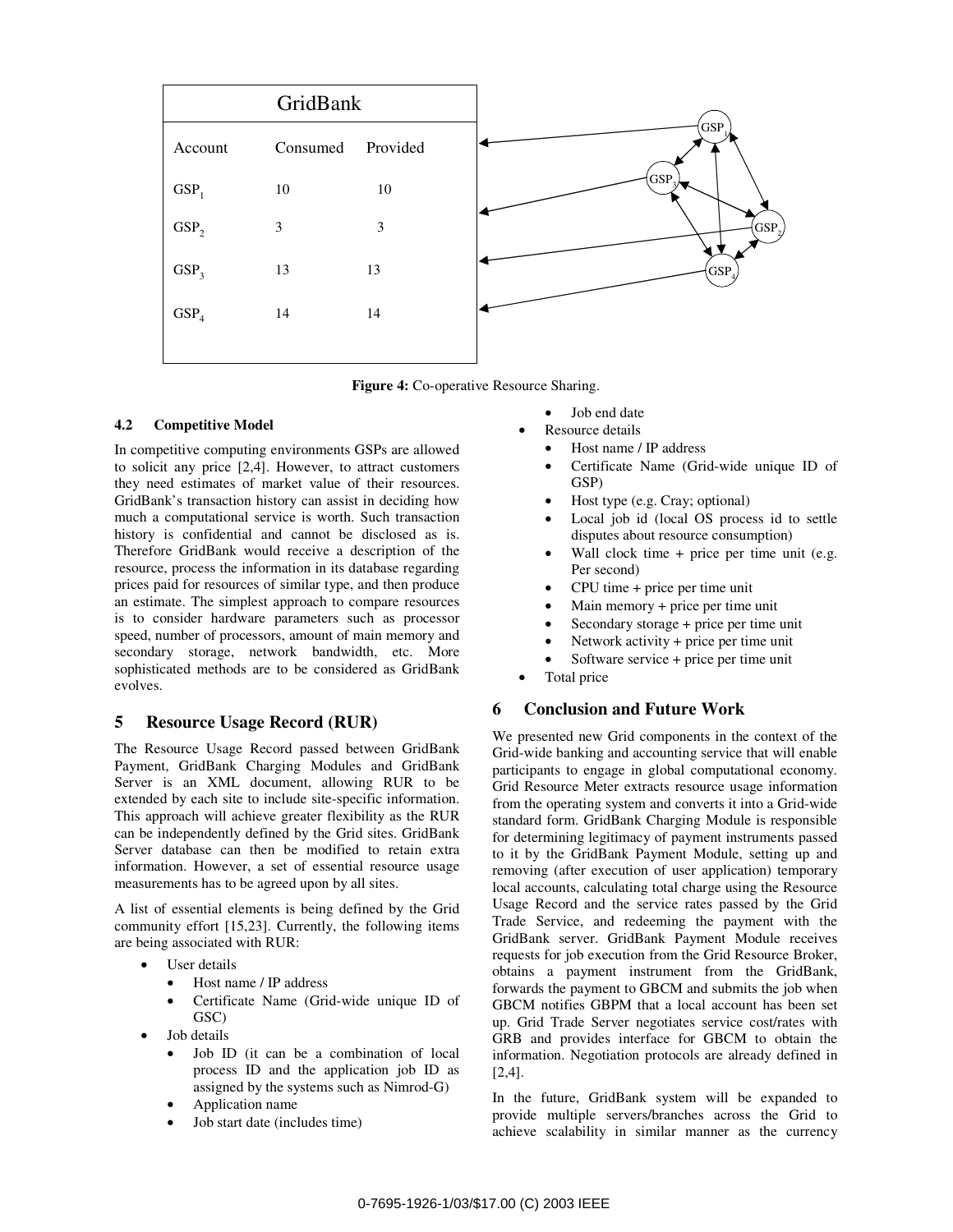GridBank

| Account | Consumed | Provided |
|---|---|---|
| $GSP_1$ | 10 | 10 |
| $GSP_2$ | 3 | 3 |
| $GSP_3$ | 13 | 13 |
| $GSP_4$ | 14 | 14 |

$GSP_1$
$GSP_3$
$GSP_2$
$GSP_4$

**Figure 4:** Co-operative Resource Sharing.

### 4.2 Competitive Model

In competitive computing environments GSPs are allowed to solicit any price [2,4]. However, to attract customers they need estimates of market value of their resources. GridBank's transaction history can assist in deciding how much a computational service is worth. Such transaction history is confidential and cannot be disclosed as is. Therefore GridBank would receive a description of the resource, process the information in its database regarding prices paid for resources of similar type, and then produce an estimate. The simplest approach to compare resources is to consider hardware parameters such as processor speed, number of processors, amount of main memory and secondary storage, network bandwidth, etc. More sophisticated methods are to be considered as GridBank evolves.

## 5 Resource Usage Record (RUR)

The Resource Usage Record passed between GridBank Payment, GridBank Charging Modules and GridBank Server is an XML document, allowing RUR to be extended by each site to include site-specific information. This approach will achieve greater flexibility as the RUR can be independently defined by the Grid sites. GridBank Server database can then be modified to retain extra information. However, a set of essential resource usage measurements has to be agreed upon by all sites.

A list of essential elements is being defined by the Grid community effort [15,23]. Currently, the following items are being associated with RUR:

- User details
  - Host name / IP address
  - Certificate Name (Grid-wide unique ID of GSC)
- Job details
  - Job ID (it can be a combination of local process ID and the application job ID as assigned by the systems such as Nimrod-G)
  - Application name
  - Job start date (includes time)
  - Job end date
- Resource details
  - Host name / IP address
  - Certificate Name (Grid-wide unique ID of GSP)
  - Host type (e.g. Cray; optional)
  - Local job id (local OS process id to settle disputes about resource consumption)
  - Wall clock time + price per time unit (e.g. Per second)
  - CPU time + price per time unit
  - Main memory + price per time unit
  - Secondary storage + price per time unit
  - Network activity + price per time unit
  - Software service + price per time unit
- Total price

## 6 Conclusion and Future Work

We presented new Grid components in the context of the Grid-wide banking and accounting service that will enable participants to engage in global computational economy. Grid Resource Meter extracts resource usage information from the operating system and converts it into a Grid-wide standard form. GridBank Charging Module is responsible for determining legitimacy of payment instruments passed to it by the GridBank Payment Module, setting up and removing (after execution of user application) temporary local accounts, calculating total charge using the Resource Usage Record and the service rates passed by the Grid Trade Service, and redeeming the payment with the GridBank server. GridBank Payment Module receives requests for job execution from the Grid Resource Broker, obtains a payment instrument from the GridBank, forwards the payment to GBCM and submits the job when GBCM notifies GBPM that a local account has been set up. Grid Trade Server negotiates service cost/rates with GRB and provides interface for GBCM to obtain the information. Negotiation protocols are already defined in [2,4].

In the future, GridBank system will be expanded to provide multiple servers/branches across the Grid to achieve scalability in similar manner as the currency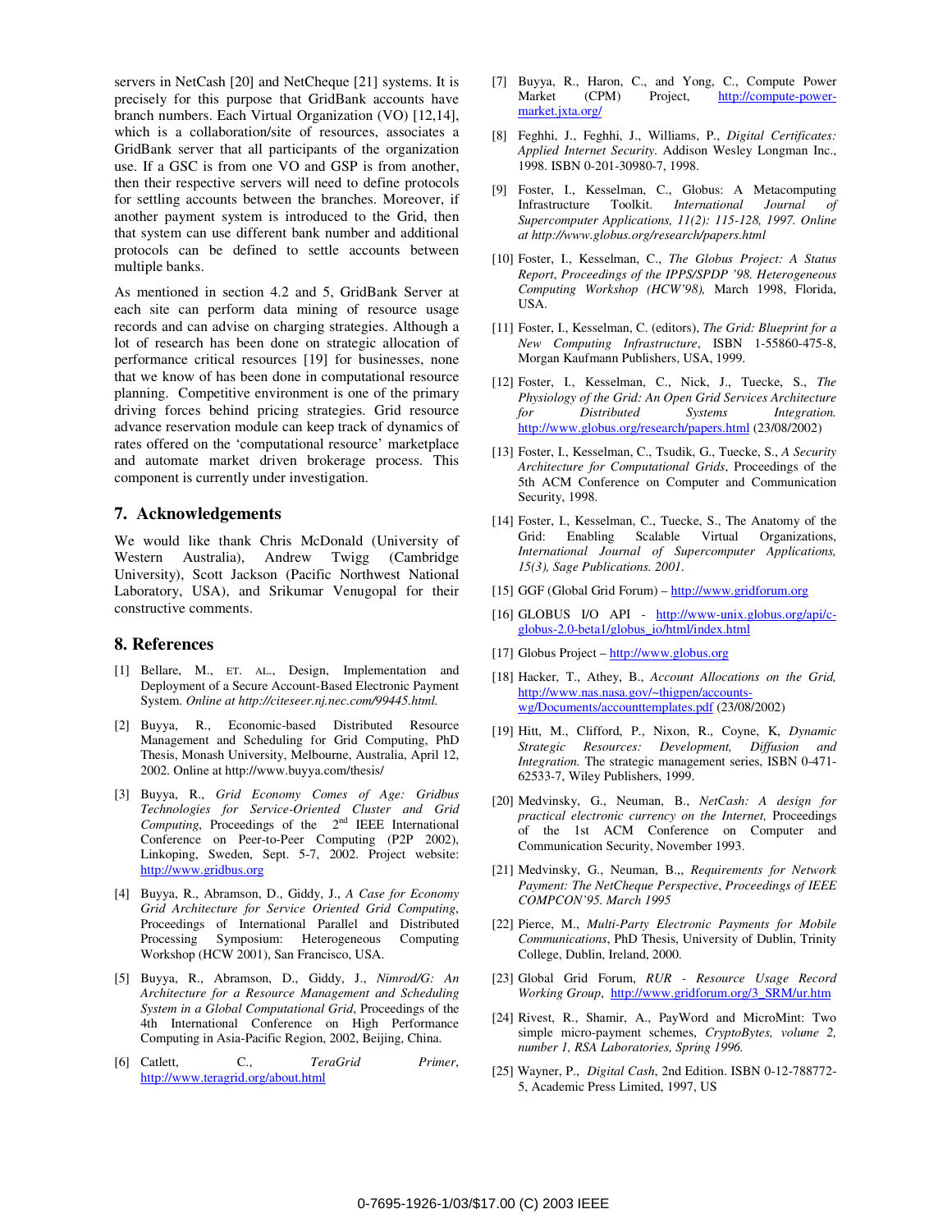servers in NetCash [20] and NetCheque [21] systems. It is precisely for this purpose that GridBank accounts have branch numbers. Each Virtual Organization (VO) [12,14], which is a collaboration/site of resources, associates a GridBank server that all participants of the organization use. If a GSC is from one VO and GSP is from another, then their respective servers will need to define protocols for settling accounts between the branches. Moreover, if another payment system is introduced to the Grid, then that system can use different bank number and additional protocols can be defined to settle accounts between multiple banks.

As mentioned in section 4.2 and 5, GridBank Server at each site can perform data mining of resource usage records and can advise on charging strategies. Although a lot of research has been done on strategic allocation of performance critical resources [19] for businesses, none that we know of has been done in computational resource planning. Competitive environment is one of the primary driving forces behind pricing strategies. Grid resource advance reservation module can keep track of dynamics of rates offered on the 'computational resource' marketplace and automate market driven brokerage process. This component is currently under investigation.

## 7. Acknowledgements

We would like thank Chris McDonald (University of Western Australia), Andrew Twigg (Cambridge University), Scott Jackson (Pacific Northwest National Laboratory, USA), and Srikumar Venugopal for their constructive comments.

## 8. References

[1] Bellare, M., ET. AL., Design, Implementation and Deployment of a Secure Account-Based Electronic Payment System. *Online at http://citeseer.nj.nec.com/99445.html.*

[2] Buyya, R., Economic-based Distributed Resource Management and Scheduling for Grid Computing, PhD Thesis, Monash University, Melbourne, Australia, April 12, 2002. Online at http://www.buyya.com/thesis/

[3] Buyya, R., *Grid Economy Comes of Age: Gridbus Technologies for Service-Oriented Cluster and Grid Computing*, Proceedings of the 2nd IEEE International Conference on Peer-to-Peer Computing (P2P 2002), Linkoping, Sweden, Sept. 5-7, 2002. Project website: http://www.gridbus.org

[4] Buyya, R., Abramson, D., Giddy, J., *A Case for Economy Grid Architecture for Service Oriented Grid Computing*, Proceedings of International Parallel and Distributed Processing Symposium: Heterogeneous Computing Workshop (HCW 2001), San Francisco, USA.

[5] Buyya, R., Abramson, D., Giddy, J., *Nimrod/G: An Architecture for a Resource Management and Scheduling System in a Global Computational Grid*, Proceedings of the 4th International Conference on High Performance Computing in Asia-Pacific Region, 2002, Beijing, China.

[6] Catlett, C., *TeraGrid Primer*, http://www.teragrid.org/about.html

[7] Buyya, R., Haron, C., and Yong, C., Compute Power Market (CPM) Project, http://compute-power-market.jxta.org/

[8] Feghhi, J., Feghhi, J., Williams, P., *Digital Certificates: Applied Internet Security*. Addison Wesley Longman Inc., 1998. ISBN 0-201-30980-7, 1998.

[9] Foster, I., Kesselman, C., Globus: A Metacomputing Infrastructure Toolkit. *International Journal of Supercomputer Applications, 11(2): 115-128, 1997. Online at http://www.globus.org/research/papers.html*

[10] Foster, I., Kesselman, C., *The Globus Project: A Status Report*, *Proceedings of the IPPS/SPDP '98. Heterogeneous Computing Workshop (HCW'98),* March 1998, Florida, USA.

[11] Foster, I., Kesselman, C. (editors), *The Grid: Blueprint for a New Computing Infrastructure*, ISBN 1-55860-475-8, Morgan Kaufmann Publishers, USA, 1999.

[12] Foster, I., Kesselman, C., Nick, J., Tuecke, S., *The Physiology of the Grid: An Open Grid Services Architecture for Distributed Systems Integration.* http://www.globus.org/research/papers.html (23/08/2002)

[13] Foster, I., Kesselman, C., Tsudik, G., Tuecke, S., *A Security Architecture for Computational Grids*, Proceedings of the 5th ACM Conference on Computer and Communication Security, 1998.

[14] Foster, I., Kesselman, C., Tuecke, S., The Anatomy of the Grid: Enabling Scalable Virtual Organizations, *International Journal of Supercomputer Applications, 15(3), Sage Publications. 2001.*

[15] GGF (Global Grid Forum) – http://www.gridforum.org

[16] GLOBUS I/O API - http://www-unix.globus.org/api/c-globus-2.0-beta1/globus_io/html/index.html

[17] Globus Project – http://www.globus.org

[18] Hacker, T., Athey, B., *Account Allocations on the Grid,* http://www.nas.nasa.gov/~thigpen/accounts-wg/Documents/accounttemplates.pdf (23/08/2002)

[19] Hitt, M., Clifford, P., Nixon, R., Coyne, K, *Dynamic Strategic Resources: Development, Diffusion and Integration.* The strategic management series, ISBN 0-471-62533-7, Wiley Publishers, 1999.

[20] Medvinsky, G., Neuman, B., *NetCash: A design for practical electronic currency on the Internet,* Proceedings of the 1st ACM Conference on Computer and Communication Security, November 1993.

[21] Medvinsky, G., Neuman, B.,, *Requirements for Network Payment: The NetCheque Perspective*, *Proceedings of IEEE COMPCON'95. March 1995*

[22] Pierce, M., *Multi-Party Electronic Payments for Mobile Communications*, PhD Thesis, University of Dublin, Trinity College, Dublin, Ireland, 2000.

[23] Global Grid Forum, *RUR - Resource Usage Record Working Group*, http://www.gridforum.org/3_SRM/ur.htm

[24] Rivest, R., Shamir, A., PayWord and MicroMint: Two simple micro-payment schemes, *CryptoBytes, volume 2, number 1, RSA Laboratories, Spring 1996.*

[25] Wayner, P., *Digital Cash*, 2nd Edition. ISBN 0-12-788772-5, Academic Press Limited, 1997, US